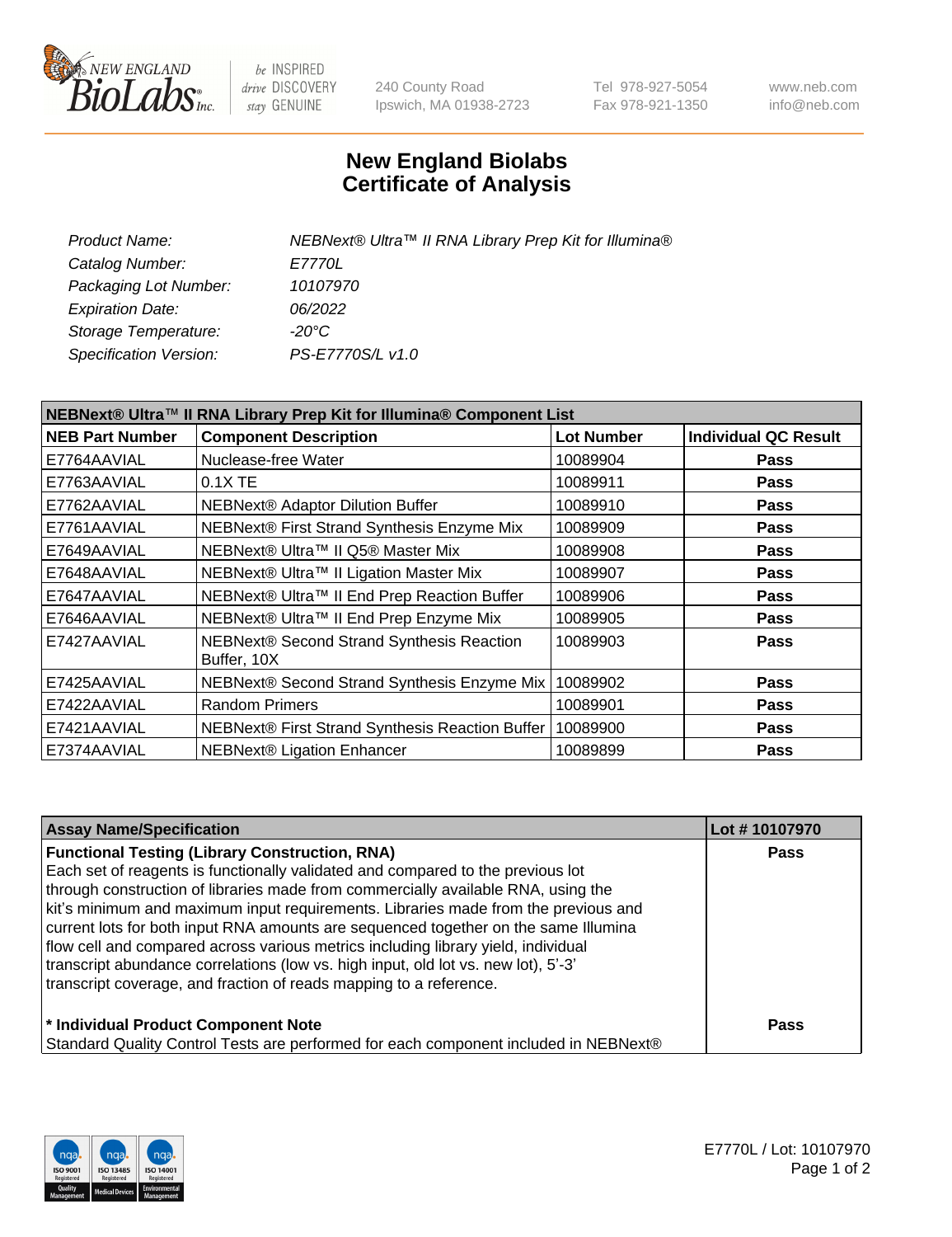# New England Biolabs Certificate of Analysis

| | |
|---|---|
| *Product Name:* | *NEBNext® Ultra™ II RNA Library Prep Kit for Illumina®* |
| *Catalog Number:* | *E7770L* |
| *Packaging Lot Number:* | *10107970* |
| *Expiration Date:* | *06/2022* |
| *Storage Temperature:* | *-20°C* |
| *Specification Version:* | *PS-E7770S/L v1.0* |

**NEBNext® Ultra™ II RNA Library Prep Kit for Illumina® Component List**

| NEB Part Number | Component Description | Lot Number | Individual QC Result |
|---|---|---|---|
| E7764AAVIAL | Nuclease-free Water | 10089904 | **Pass** |
| E7763AAVIAL | 0.1X TE | 10089911 | **Pass** |
| E7762AAVIAL | NEBNext® Adaptor Dilution Buffer | 10089910 | **Pass** |
| E7761AAVIAL | NEBNext® First Strand Synthesis Enzyme Mix | 10089909 | **Pass** |
| E7649AAVIAL | NEBNext® Ultra™ II Q5® Master Mix | 10089908 | **Pass** |
| E7648AAVIAL | NEBNext® Ultra™ II Ligation Master Mix | 10089907 | **Pass** |
| E7647AAVIAL | NEBNext® Ultra™ II End Prep Reaction Buffer | 10089906 | **Pass** |
| E7646AAVIAL | NEBNext® Ultra™ II End Prep Enzyme Mix | 10089905 | **Pass** |
| E7427AAVIAL | NEBNext® Second Strand Synthesis Reaction Buffer, 10X | 10089903 | **Pass** |
| E7425AAVIAL | NEBNext® Second Strand Synthesis Enzyme Mix | 10089902 | **Pass** |
| E7422AAVIAL | Random Primers | 10089901 | **Pass** |
| E7421AAVIAL | NEBNext® First Strand Synthesis Reaction Buffer | 10089900 | **Pass** |
| E7374AAVIAL | NEBNext® Ligation Enhancer | 10089899 | **Pass** |

| Assay Name/Specification | Lot # 10107970 |
|---|---|
| **Functional Testing (Library Construction, RNA)** Each set of reagents is functionally validated and compared to the previous lot through construction of libraries made from commercially available RNA, using the kit's minimum and maximum input requirements. Libraries made from the previous and current lots for both input RNA amounts are sequenced together on the same Illumina flow cell and compared across various metrics including library yield, individual transcript abundance correlations (low vs. high input, old lot vs. new lot), 5'-3' transcript coverage, and fraction of reads mapping to a reference. | **Pass** |
| **\* Individual Product Component Note** Standard Quality Control Tests are performed for each component included in NEBNext® | **Pass** |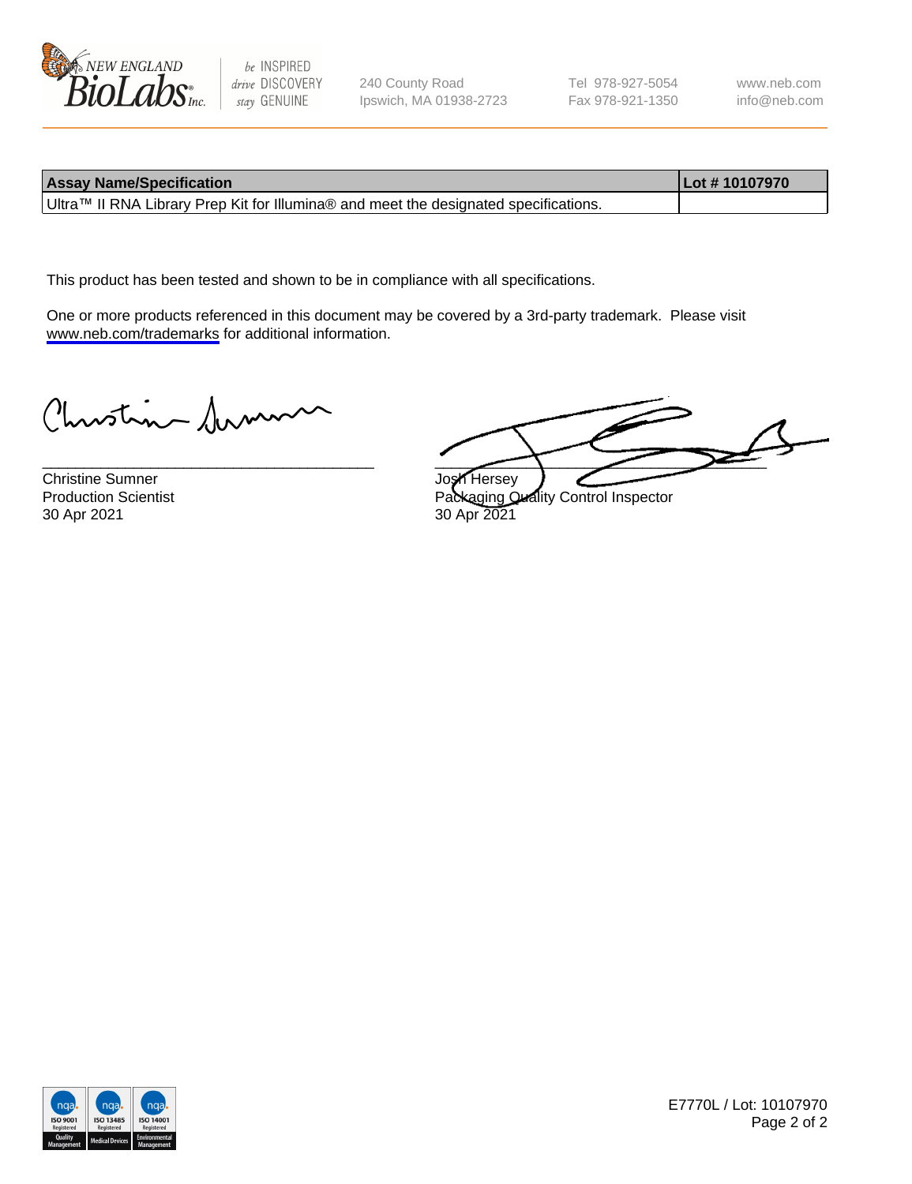| Assay Name/Specification | Lot # 10107970 |
| --- | --- |
| Ultra™ II RNA Library Prep Kit for Illumina® and meet the designated specifications. | |

This product has been tested and shown to be in compliance with all specifications.

One or more products referenced in this document may be covered by a 3rd-party trademark. Please visit www.neb.com/trademarks for additional information.

Christine Sumner
Production Scientist
30 Apr 2021

Josh Hersey
Packaging Quality Control Inspector
30 Apr 2021

E7770L / Lot: 10107970